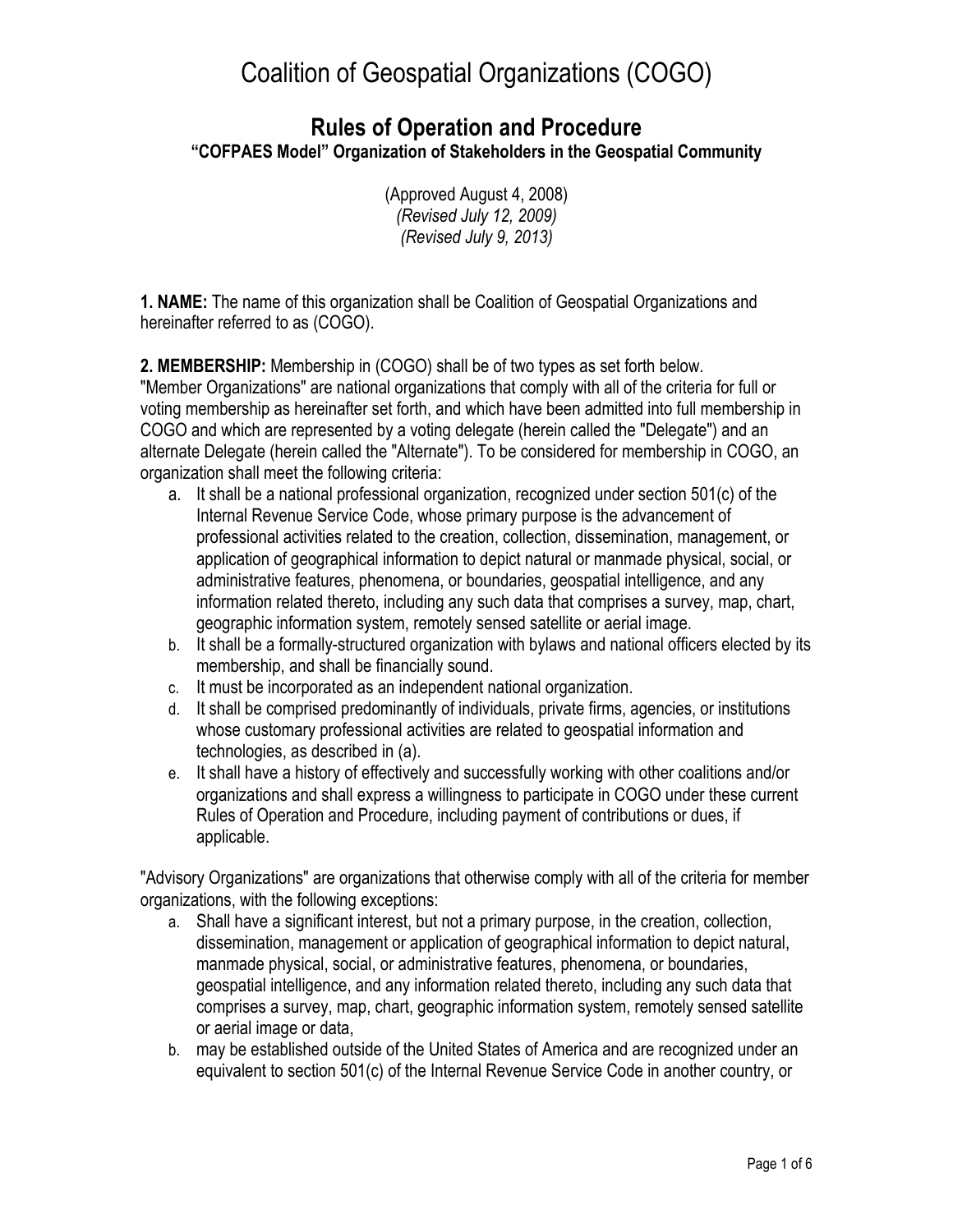# Coalition of Geospatial Organizations (COGO)

## Rules of Operation and Procedure

### "COFPAES Model" Organization of Stakeholders in the Geospatial Community

(Approved August 4, 2008)
*(Revised July 12, 2009)*
*(Revised July 9, 2013)*

**1. NAME:** The name of this organization shall be Coalition of Geospatial Organizations and hereinafter referred to as (COGO).

**2. MEMBERSHIP:** Membership in (COGO) shall be of two types as set forth below.
"Member Organizations" are national organizations that comply with all of the criteria for full or voting membership as hereinafter set forth, and which have been admitted into full membership in COGO and which are represented by a voting delegate (herein called the "Delegate") and an alternate Delegate (herein called the "Alternate"). To be considered for membership in COGO, an organization shall meet the following criteria:

a. It shall be a national professional organization, recognized under section 501(c) of the Internal Revenue Service Code, whose primary purpose is the advancement of professional activities related to the creation, collection, dissemination, management, or application of geographical information to depict natural or manmade physical, social, or administrative features, phenomena, or boundaries, geospatial intelligence, and any information related thereto, including any such data that comprises a survey, map, chart, geographic information system, remotely sensed satellite or aerial image.
b. It shall be a formally-structured organization with bylaws and national officers elected by its membership, and shall be financially sound.
c. It must be incorporated as an independent national organization.
d. It shall be comprised predominantly of individuals, private firms, agencies, or institutions whose customary professional activities are related to geospatial information and technologies, as described in (a).
e. It shall have a history of effectively and successfully working with other coalitions and/or organizations and shall express a willingness to participate in COGO under these current Rules of Operation and Procedure, including payment of contributions or dues, if applicable.

"Advisory Organizations" are organizations that otherwise comply with all of the criteria for member organizations, with the following exceptions:

a. Shall have a significant interest, but not a primary purpose, in the creation, collection, dissemination, management or application of geographical information to depict natural, manmade physical, social, or administrative features, phenomena, or boundaries, geospatial intelligence, and any information related thereto, including any such data that comprises a survey, map, chart, geographic information system, remotely sensed satellite or aerial image or data,
b. may be established outside of the United States of America and are recognized under an equivalent to section 501(c) of the Internal Revenue Service Code in another country, or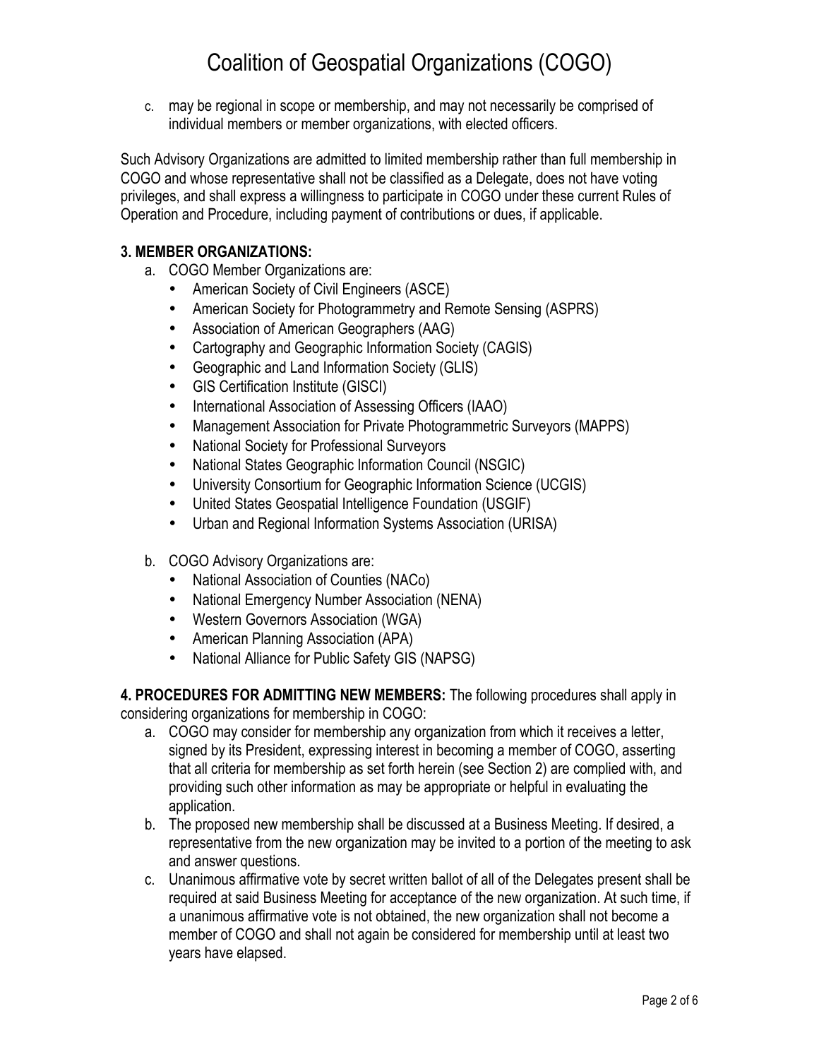c. may be regional in scope or membership, and may not necessarily be comprised of individual members or member organizations, with elected officers.

Such Advisory Organizations are admitted to limited membership rather than full membership in COGO and whose representative shall not be classified as a Delegate, does not have voting privileges, and shall express a willingness to participate in COGO under these current Rules of Operation and Procedure, including payment of contributions or dues, if applicable.

**3. MEMBER ORGANIZATIONS:**

a. COGO Member Organizations are:
   - American Society of Civil Engineers (ASCE)
   - American Society for Photogrammetry and Remote Sensing (ASPRS)
   - Association of American Geographers (AAG)
   - Cartography and Geographic Information Society (CAGIS)
   - Geographic and Land Information Society (GLIS)
   - GIS Certification Institute (GISCI)
   - International Association of Assessing Officers (IAAO)
   - Management Association for Private Photogrammetric Surveyors (MAPPS)
   - National Society for Professional Surveyors
   - National States Geographic Information Council (NSGIC)
   - University Consortium for Geographic Information Science (UCGIS)
   - United States Geospatial Intelligence Foundation (USGIF)
   - Urban and Regional Information Systems Association (URISA)

b. COGO Advisory Organizations are:
   - National Association of Counties (NACo)
   - National Emergency Number Association (NENA)
   - Western Governors Association (WGA)
   - American Planning Association (APA)
   - National Alliance for Public Safety GIS (NAPSG)

**4. PROCEDURES FOR ADMITTING NEW MEMBERS:** The following procedures shall apply in considering organizations for membership in COGO:

a. COGO may consider for membership any organization from which it receives a letter, signed by its President, expressing interest in becoming a member of COGO, asserting that all criteria for membership as set forth herein (see Section 2) are complied with, and providing such other information as may be appropriate or helpful in evaluating the application.

b. The proposed new membership shall be discussed at a Business Meeting. If desired, a representative from the new organization may be invited to a portion of the meeting to ask and answer questions.

c. Unanimous affirmative vote by secret written ballot of all of the Delegates present shall be required at said Business Meeting for acceptance of the new organization. At such time, if a unanimous affirmative vote is not obtained, the new organization shall not become a member of COGO and shall not again be considered for membership until at least two years have elapsed.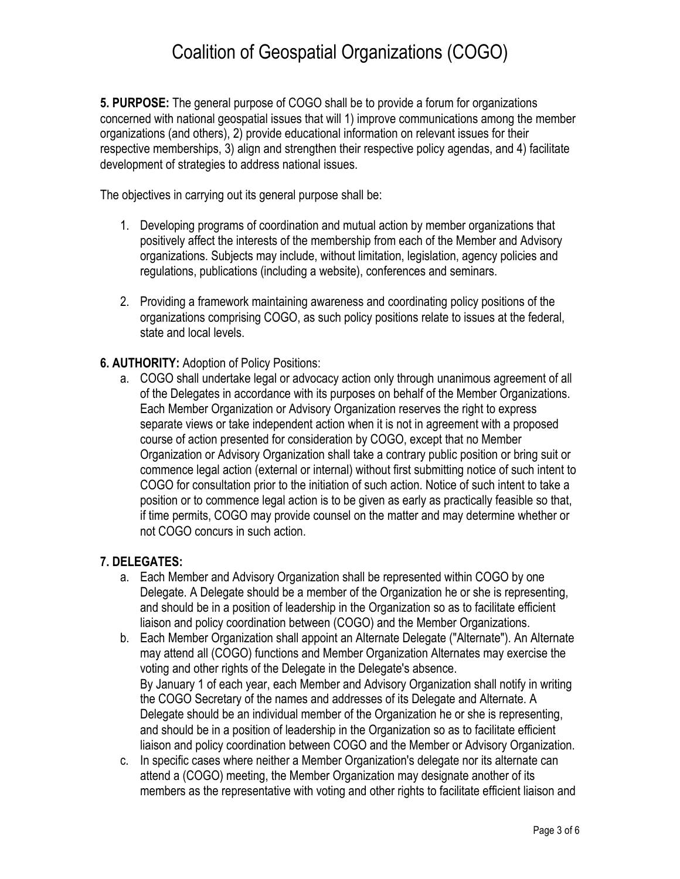**5. PURPOSE:** The general purpose of COGO shall be to provide a forum for organizations concerned with national geospatial issues that will 1) improve communications among the member organizations (and others), 2) provide educational information on relevant issues for their respective memberships, 3) align and strengthen their respective policy agendas, and 4) facilitate development of strategies to address national issues.

The objectives in carrying out its general purpose shall be:

1. Developing programs of coordination and mutual action by member organizations that positively affect the interests of the membership from each of the Member and Advisory organizations. Subjects may include, without limitation, legislation, agency policies and regulations, publications (including a website), conferences and seminars.

2. Providing a framework maintaining awareness and coordinating policy positions of the organizations comprising COGO, as such policy positions relate to issues at the federal, state and local levels.

**6. AUTHORITY:** Adoption of Policy Positions:

a. COGO shall undertake legal or advocacy action only through unanimous agreement of all of the Delegates in accordance with its purposes on behalf of the Member Organizations. Each Member Organization or Advisory Organization reserves the right to express separate views or take independent action when it is not in agreement with a proposed course of action presented for consideration by COGO, except that no Member Organization or Advisory Organization shall take a contrary public position or bring suit or commence legal action (external or internal) without first submitting notice of such intent to COGO for consultation prior to the initiation of such action. Notice of such intent to take a position or to commence legal action is to be given as early as practically feasible so that, if time permits, COGO may provide counsel on the matter and may determine whether or not COGO concurs in such action.

**7. DELEGATES:**

a. Each Member and Advisory Organization shall be represented within COGO by one Delegate. A Delegate should be a member of the Organization he or she is representing, and should be in a position of leadership in the Organization so as to facilitate efficient liaison and policy coordination between (COGO) and the Member Organizations.

b. Each Member Organization shall appoint an Alternate Delegate ("Alternate"). An Alternate may attend all (COGO) functions and Member Organization Alternates may exercise the voting and other rights of the Delegate in the Delegate's absence.
By January 1 of each year, each Member and Advisory Organization shall notify in writing the COGO Secretary of the names and addresses of its Delegate and Alternate. A Delegate should be an individual member of the Organization he or she is representing, and should be in a position of leadership in the Organization so as to facilitate efficient liaison and policy coordination between COGO and the Member or Advisory Organization.

c. In specific cases where neither a Member Organization's delegate nor its alternate can attend a (COGO) meeting, the Member Organization may designate another of its members as the representative with voting and other rights to facilitate efficient liaison and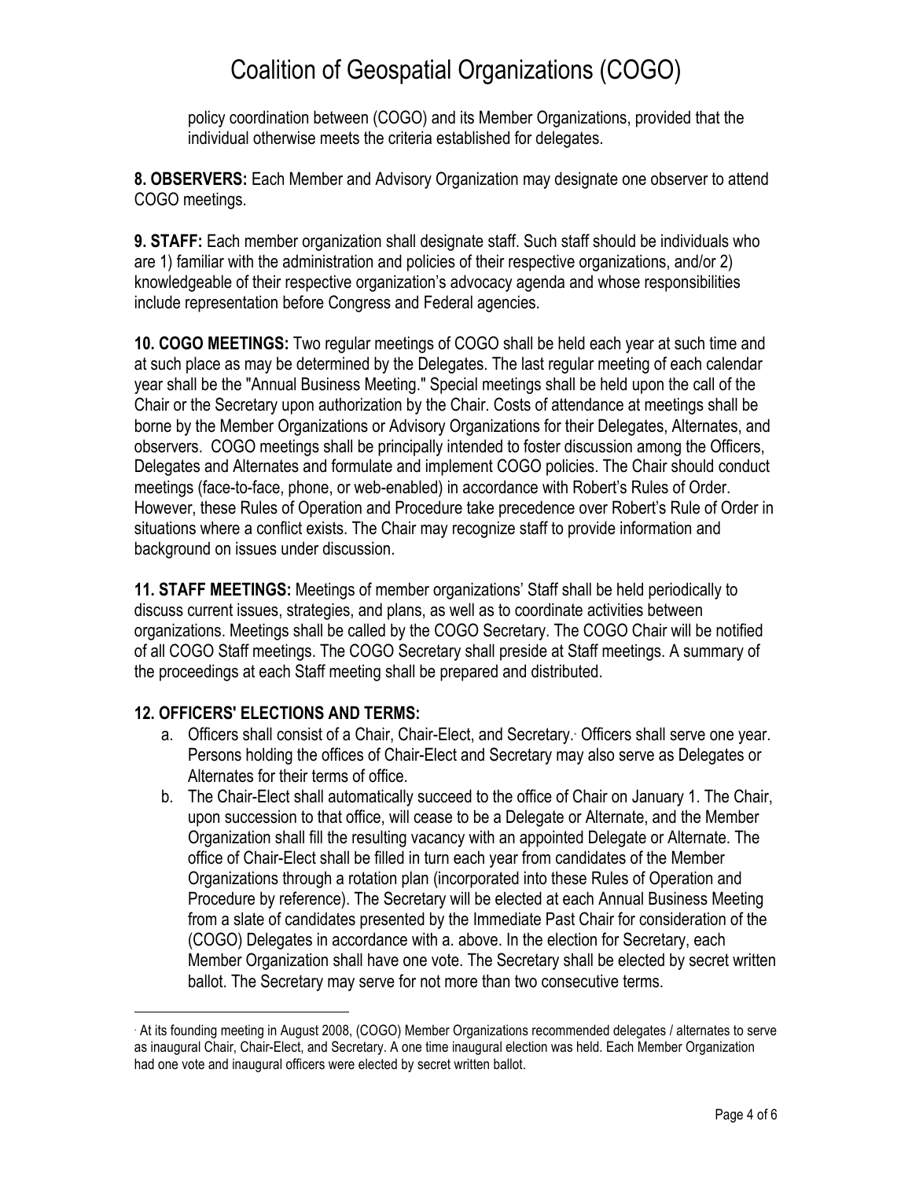policy coordination between (COGO) and its Member Organizations, provided that the individual otherwise meets the criteria established for delegates.

**8. OBSERVERS:** Each Member and Advisory Organization may designate one observer to attend COGO meetings.

**9. STAFF:** Each member organization shall designate staff. Such staff should be individuals who are 1) familiar with the administration and policies of their respective organizations, and/or 2) knowledgeable of their respective organization's advocacy agenda and whose responsibilities include representation before Congress and Federal agencies.

**10. COGO MEETINGS:** Two regular meetings of COGO shall be held each year at such time and at such place as may be determined by the Delegates. The last regular meeting of each calendar year shall be the "Annual Business Meeting." Special meetings shall be held upon the call of the Chair or the Secretary upon authorization by the Chair. Costs of attendance at meetings shall be borne by the Member Organizations or Advisory Organizations for their Delegates, Alternates, and observers. COGO meetings shall be principally intended to foster discussion among the Officers, Delegates and Alternates and formulate and implement COGO policies. The Chair should conduct meetings (face-to-face, phone, or web-enabled) in accordance with Robert's Rules of Order. However, these Rules of Operation and Procedure take precedence over Robert's Rule of Order in situations where a conflict exists. The Chair may recognize staff to provide information and background on issues under discussion.

**11. STAFF MEETINGS:** Meetings of member organizations' Staff shall be held periodically to discuss current issues, strategies, and plans, as well as to coordinate activities between organizations. Meetings shall be called by the COGO Secretary. The COGO Chair will be notified of all COGO Staff meetings. The COGO Secretary shall preside at Staff meetings. A summary of the proceedings at each Staff meeting shall be prepared and distributed.

**12. OFFICERS' ELECTIONS AND TERMS:**

a. Officers shall consist of a Chair, Chair-Elect, and Secretary.* Officers shall serve one year. Persons holding the offices of Chair-Elect and Secretary may also serve as Delegates or Alternates for their terms of office.

b. The Chair-Elect shall automatically succeed to the office of Chair on January 1. The Chair, upon succession to that office, will cease to be a Delegate or Alternate, and the Member Organization shall fill the resulting vacancy with an appointed Delegate or Alternate. The office of Chair-Elect shall be filled in turn each year from candidates of the Member Organizations through a rotation plan (incorporated into these Rules of Operation and Procedure by reference). The Secretary will be elected at each Annual Business Meeting from a slate of candidates presented by the Immediate Past Chair for consideration of the (COGO) Delegates in accordance with a. above. In the election for Secretary, each Member Organization shall have one vote. The Secretary shall be elected by secret written ballot. The Secretary may serve for not more than two consecutive terms.

---

\* At its founding meeting in August 2008, (COGO) Member Organizations recommended delegates / alternates to serve as inaugural Chair, Chair-Elect, and Secretary. A one time inaugural election was held. Each Member Organization had one vote and inaugural officers were elected by secret written ballot.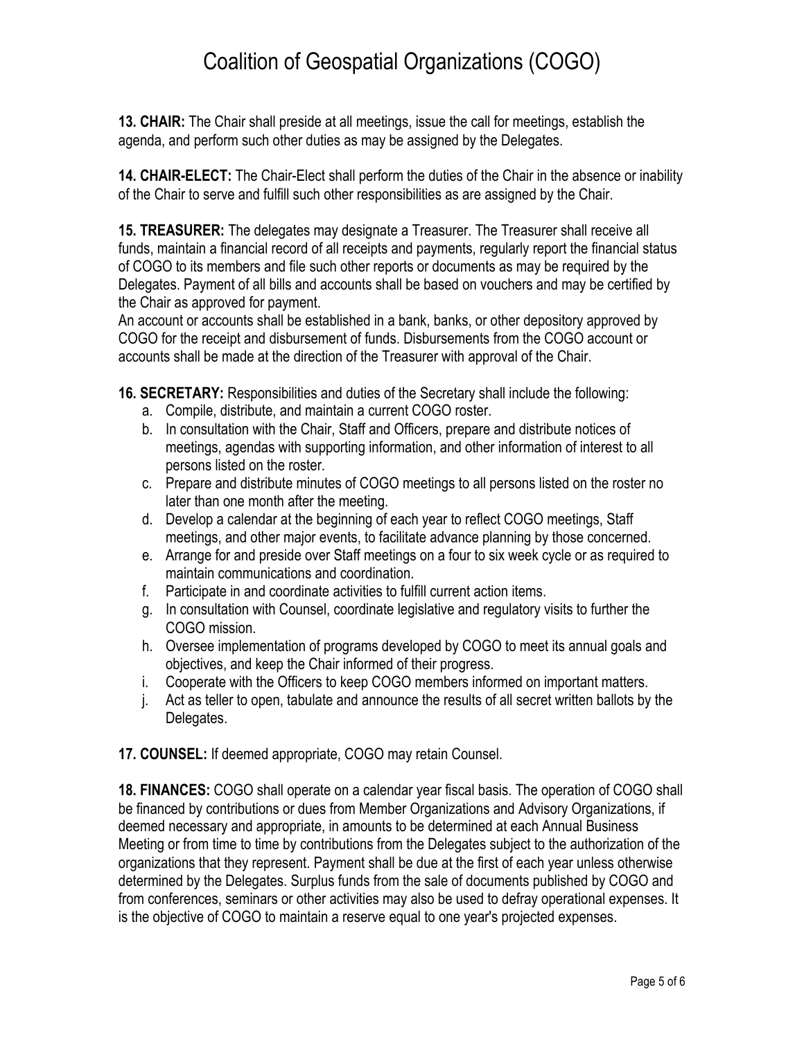**13. CHAIR:** The Chair shall preside at all meetings, issue the call for meetings, establish the agenda, and perform such other duties as may be assigned by the Delegates.

**14. CHAIR-ELECT:** The Chair-Elect shall perform the duties of the Chair in the absence or inability of the Chair to serve and fulfill such other responsibilities as are assigned by the Chair.

**15. TREASURER:** The delegates may designate a Treasurer. The Treasurer shall receive all funds, maintain a financial record of all receipts and payments, regularly report the financial status of COGO to its members and file such other reports or documents as may be required by the Delegates. Payment of all bills and accounts shall be based on vouchers and may be certified by the Chair as approved for payment.
An account or accounts shall be established in a bank, banks, or other depository approved by COGO for the receipt and disbursement of funds. Disbursements from the COGO account or accounts shall be made at the direction of the Treasurer with approval of the Chair.

**16. SECRETARY:** Responsibilities and duties of the Secretary shall include the following:

a. Compile, distribute, and maintain a current COGO roster.
b. In consultation with the Chair, Staff and Officers, prepare and distribute notices of meetings, agendas with supporting information, and other information of interest to all persons listed on the roster.
c. Prepare and distribute minutes of COGO meetings to all persons listed on the roster no later than one month after the meeting.
d. Develop a calendar at the beginning of each year to reflect COGO meetings, Staff meetings, and other major events, to facilitate advance planning by those concerned.
e. Arrange for and preside over Staff meetings on a four to six week cycle or as required to maintain communications and coordination.
f. Participate in and coordinate activities to fulfill current action items.
g. In consultation with Counsel, coordinate legislative and regulatory visits to further the COGO mission.
h. Oversee implementation of programs developed by COGO to meet its annual goals and objectives, and keep the Chair informed of their progress.
i. Cooperate with the Officers to keep COGO members informed on important matters.
j. Act as teller to open, tabulate and announce the results of all secret written ballots by the Delegates.

**17. COUNSEL:** If deemed appropriate, COGO may retain Counsel.

**18. FINANCES:** COGO shall operate on a calendar year fiscal basis. The operation of COGO shall be financed by contributions or dues from Member Organizations and Advisory Organizations, if deemed necessary and appropriate, in amounts to be determined at each Annual Business Meeting or from time to time by contributions from the Delegates subject to the authorization of the organizations that they represent. Payment shall be due at the first of each year unless otherwise determined by the Delegates. Surplus funds from the sale of documents published by COGO and from conferences, seminars or other activities may also be used to defray operational expenses. It is the objective of COGO to maintain a reserve equal to one year's projected expenses.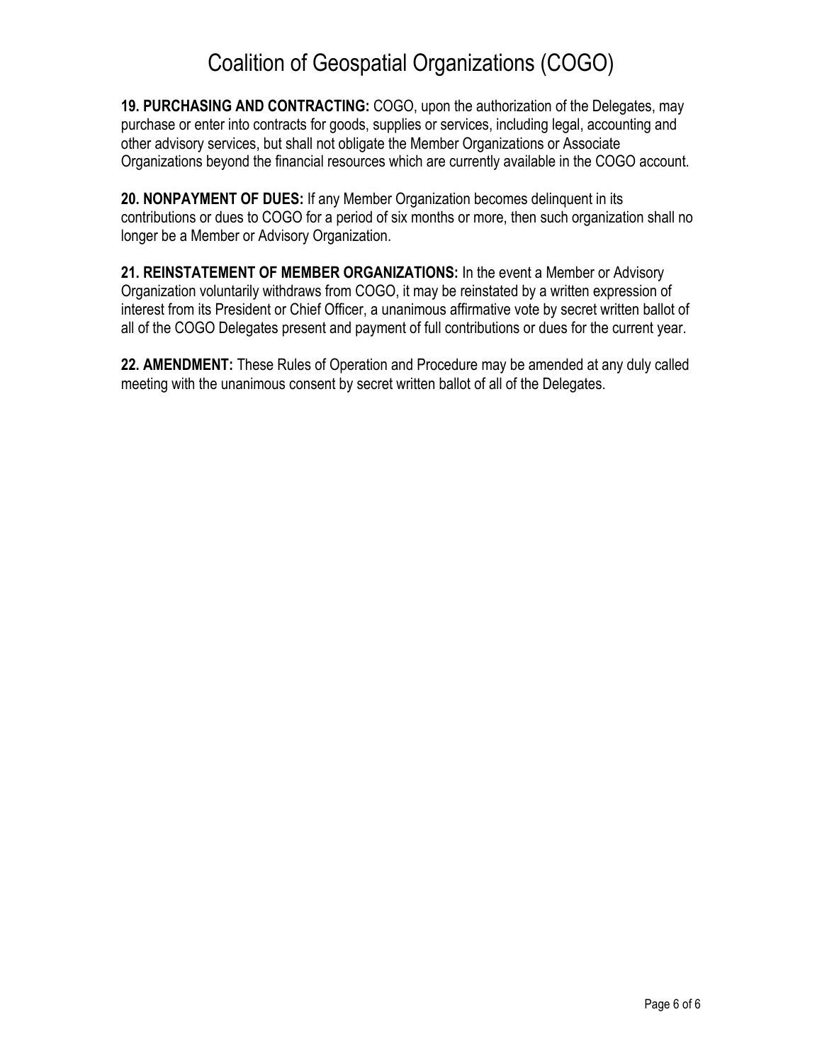**19. PURCHASING AND CONTRACTING:** COGO, upon the authorization of the Delegates, may purchase or enter into contracts for goods, supplies or services, including legal, accounting and other advisory services, but shall not obligate the Member Organizations or Associate Organizations beyond the financial resources which are currently available in the COGO account.

**20. NONPAYMENT OF DUES:** If any Member Organization becomes delinquent in its contributions or dues to COGO for a period of six months or more, then such organization shall no longer be a Member or Advisory Organization.

**21. REINSTATEMENT OF MEMBER ORGANIZATIONS:** In the event a Member or Advisory Organization voluntarily withdraws from COGO, it may be reinstated by a written expression of interest from its President or Chief Officer, a unanimous affirmative vote by secret written ballot of all of the COGO Delegates present and payment of full contributions or dues for the current year.

**22. AMENDMENT:** These Rules of Operation and Procedure may be amended at any duly called meeting with the unanimous consent by secret written ballot of all of the Delegates.